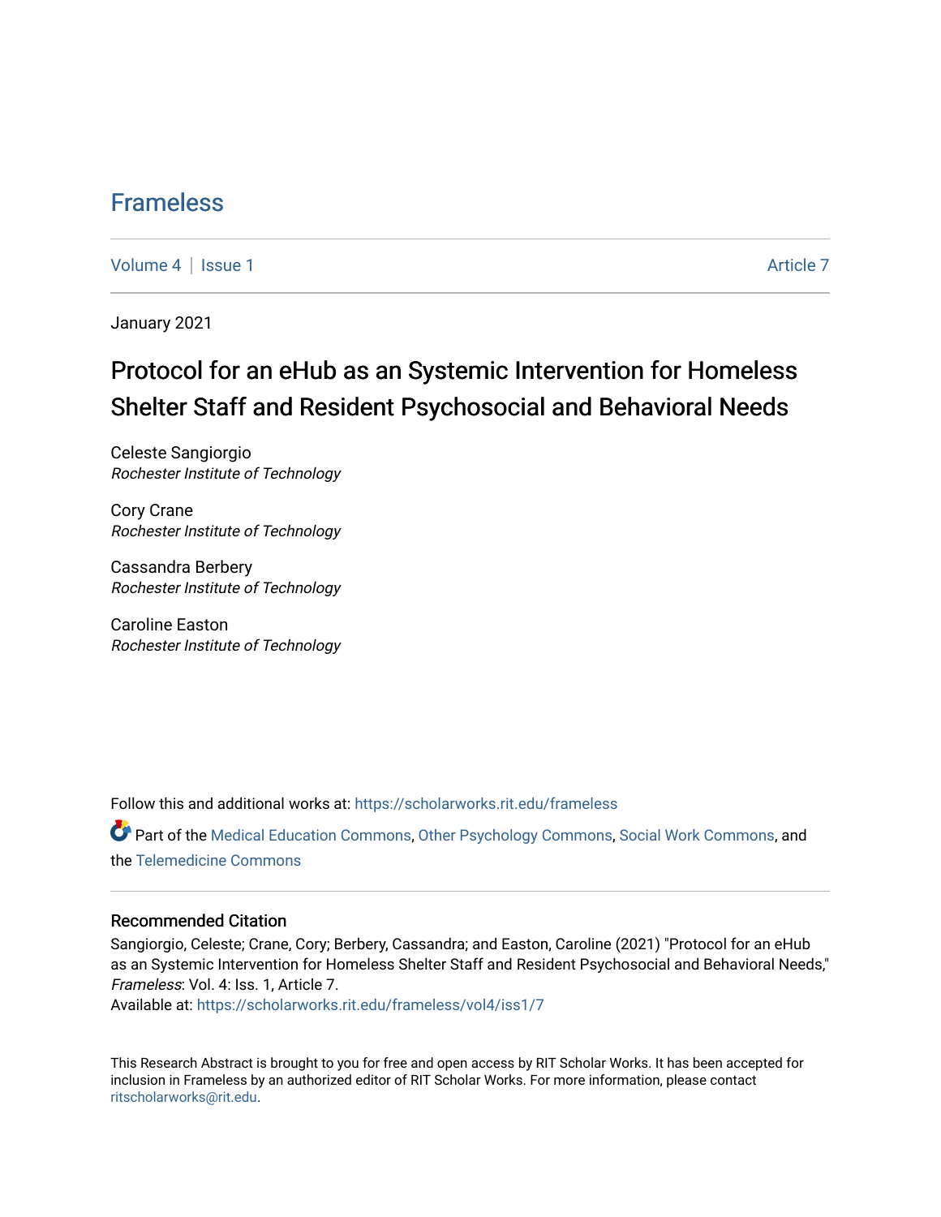# Frameless

Volume 4 | Issue 1 Article 7

January 2021

## Protocol for an eHub as an Systemic Intervention for Homeless Shelter Staff and Resident Psychosocial and Behavioral Needs

Celeste Sangiorgio
*Rochester Institute of Technology*

Cory Crane
*Rochester Institute of Technology*

Cassandra Berbery
*Rochester Institute of Technology*

Caroline Easton
*Rochester Institute of Technology*

Follow this and additional works at: https://scholarworks.rit.edu/frameless

Part of the Medical Education Commons, Other Psychology Commons, Social Work Commons, and the Telemedicine Commons

### Recommended Citation

Sangiorgio, Celeste; Crane, Cory; Berbery, Cassandra; and Easton, Caroline (2021) "Protocol for an eHub as an Systemic Intervention for Homeless Shelter Staff and Resident Psychosocial and Behavioral Needs," *Frameless*: Vol. 4: Iss. 1, Article 7.
Available at: https://scholarworks.rit.edu/frameless/vol4/iss1/7

This Research Abstract is brought to you for free and open access by RIT Scholar Works. It has been accepted for inclusion in Frameless by an authorized editor of RIT Scholar Works. For more information, please contact ritscholarworks@rit.edu.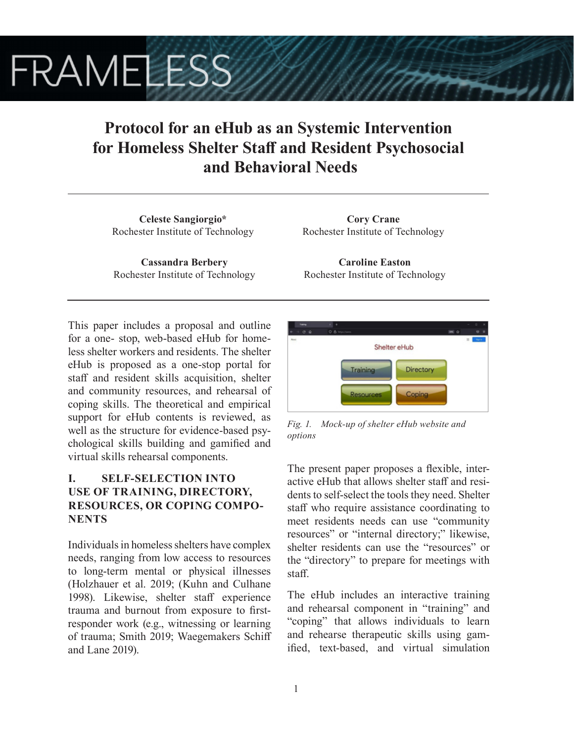# Protocol for an eHub as an Systemic Intervention for Homeless Shelter Staff and Resident Psychosocial and Behavioral Needs

**Celeste Sangiorgio***
Rochester Institute of Technology

**Cory Crane**
Rochester Institute of Technology

**Cassandra Berbery**
Rochester Institute of Technology

**Caroline Easton**
Rochester Institute of Technology

---

This paper includes a proposal and outline for a one- stop, web-based eHub for homeless shelter workers and residents. The shelter eHub is proposed as a one-stop portal for staff and resident skills acquisition, shelter and community resources, and rehearsal of coping skills. The theoretical and empirical support for eHub contents is reviewed, as well as the structure for evidence-based psychological skills building and gamified and virtual skills rehearsal components.

## I. SELF-SELECTION INTO USE OF TRAINING, DIRECTORY, RESOURCES, OR COPING COMPONENTS

Individuals in homeless shelters have complex needs, ranging from low access to resources to long-term mental or physical illnesses (Holzhauer et al. 2019; (Kuhn and Culhane 1998). Likewise, shelter staff experience trauma and burnout from exposure to first-responder work (e.g., witnessing or learning of trauma; Smith 2019; Waegemakers Schiff and Lane 2019).

*Fig. 1. Mock-up of shelter eHub website and options*

The present paper proposes a flexible, interactive eHub that allows shelter staff and residents to self-select the tools they need. Shelter staff who require assistance coordinating to meet residents needs can use "community resources" or "internal directory;" likewise, shelter residents can use the "resources" or the "directory" to prepare for meetings with staff.

The eHub includes an interactive training and rehearsal component in "training" and "coping" that allows individuals to learn and rehearse therapeutic skills using gamified, text-based, and virtual simulation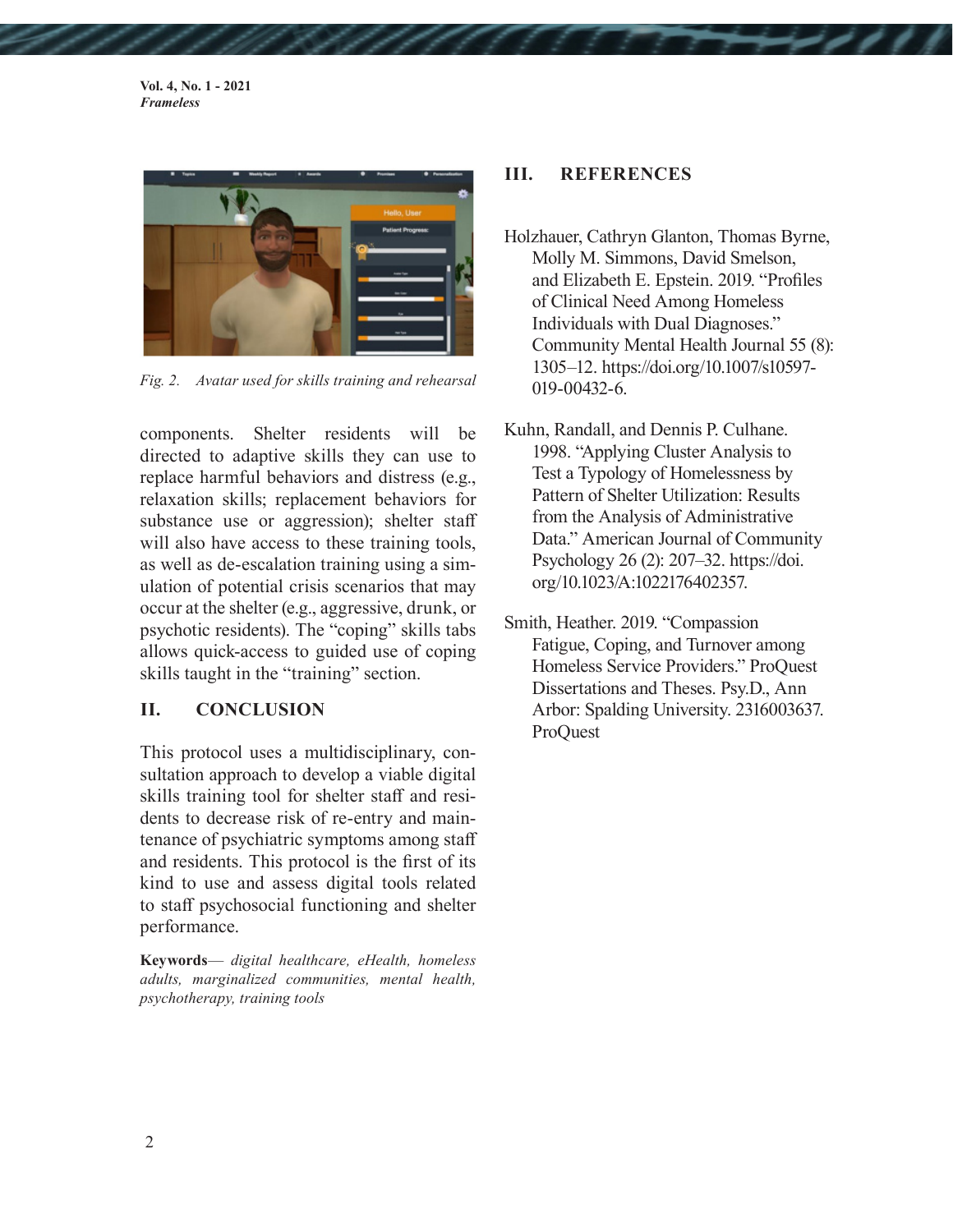Fig. 2. Avatar used for skills training and rehearsal

components. Shelter residents will be directed to adaptive skills they can use to replace harmful behaviors and distress (e.g., relaxation skills; replacement behaviors for substance use or aggression); shelter staff will also have access to these training tools, as well as de-escalation training using a simulation of potential crisis scenarios that may occur at the shelter (e.g., aggressive, drunk, or psychotic residents). The "coping" skills tabs allows quick-access to guided use of coping skills taught in the "training" section.

## II. CONCLUSION

This protocol uses a multidisciplinary, consultation approach to develop a viable digital skills training tool for shelter staff and residents to decrease risk of re-entry and maintenance of psychiatric symptoms among staff and residents. This protocol is the first of its kind to use and assess digital tools related to staff psychosocial functioning and shelter performance.

**Keywords**— *digital healthcare, eHealth, homeless adults, marginalized communities, mental health, psychotherapy, training tools*

## III. REFERENCES

Holzhauer, Cathryn Glanton, Thomas Byrne, Molly M. Simmons, David Smelson, and Elizabeth E. Epstein. 2019. "Profiles of Clinical Need Among Homeless Individuals with Dual Diagnoses." Community Mental Health Journal 55 (8): 1305–12. https://doi.org/10.1007/s10597-019-00432-6.

Kuhn, Randall, and Dennis P. Culhane. 1998. "Applying Cluster Analysis to Test a Typology of Homelessness by Pattern of Shelter Utilization: Results from the Analysis of Administrative Data." American Journal of Community Psychology 26 (2): 207–32. https://doi.org/10.1023/A:1022176402357.

Smith, Heather. 2019. "Compassion Fatigue, Coping, and Turnover among Homeless Service Providers." ProQuest Dissertations and Theses. Psy.D., Ann Arbor: Spalding University. 2316003637. ProQuest